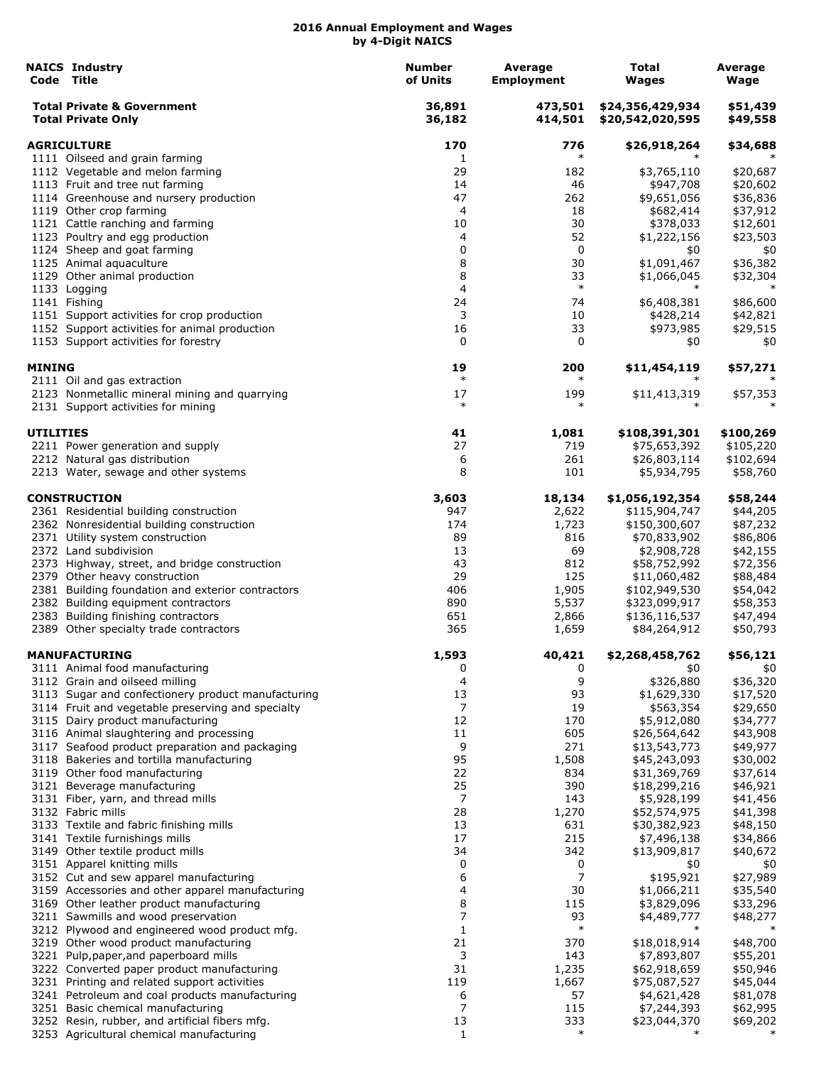# 2016 Annual Employment and Wages
## by 4-Digit NAICS

| NAICS Code | Industry Title | Number of Units | Average Employment | Total Wages | Average Wage |
|---|---|---|---|---|---|
| | **Total Private & Government** | **36,891** | **473,501** | **$24,356,429,934** | **$51,439** |
| | **Total Private Only** | **36,182** | **414,501** | **$20,542,020,595** | **$49,558** |
| | **AGRICULTURE** | **170** | **776** | **$26,918,264** | **$34,688** |
| 1111 | Oilseed and grain farming | 1 | * | * | * |
| 1112 | Vegetable and melon farming | 29 | 182 | $3,765,110 | $20,687 |
| 1113 | Fruit and tree nut farming | 14 | 46 | $947,708 | $20,602 |
| 1114 | Greenhouse and nursery production | 47 | 262 | $9,651,056 | $36,836 |
| 1119 | Other crop farming | 4 | 18 | $682,414 | $37,912 |
| 1121 | Cattle ranching and farming | 10 | 30 | $378,033 | $12,601 |
| 1123 | Poultry and egg production | 4 | 52 | $1,222,156 | $23,503 |
| 1124 | Sheep and goat farming | 0 | 0 | $0 | $0 |
| 1125 | Animal aquaculture | 8 | 30 | $1,091,467 | $36,382 |
| 1129 | Other animal production | 8 | 33 | $1,066,045 | $32,304 |
| 1133 | Logging | 4 | * | * | * |
| 1141 | Fishing | 24 | 74 | $6,408,381 | $86,600 |
| 1151 | Support activities for crop production | 3 | 10 | $428,214 | $42,821 |
| 1152 | Support activities for animal production | 16 | 33 | $973,985 | $29,515 |
| 1153 | Support activities for forestry | 0 | 0 | $0 | $0 |
| | **MINING** | **19** | **200** | **$11,454,119** | **$57,271** |
| 2111 | Oil and gas extraction | * | * | * | * |
| 2123 | Nonmetallic mineral mining and quarrying | 17 | 199 | $11,413,319 | $57,353 |
| 2131 | Support activities for mining | * | * | * | * |
| | **UTILITIES** | **41** | **1,081** | **$108,391,301** | **$100,269** |
| 2211 | Power generation and supply | 27 | 719 | $75,653,392 | $105,220 |
| 2212 | Natural gas distribution | 6 | 261 | $26,803,114 | $102,694 |
| 2213 | Water, sewage and other systems | 8 | 101 | $5,934,795 | $58,760 |
| | **CONSTRUCTION** | **3,603** | **18,134** | **$1,056,192,354** | **$58,244** |
| 2361 | Residential building construction | 947 | 2,622 | $115,904,747 | $44,205 |
| 2362 | Nonresidential building construction | 174 | 1,723 | $150,300,607 | $87,232 |
| 2371 | Utility system construction | 89 | 816 | $70,833,902 | $86,806 |
| 2372 | Land subdivision | 13 | 69 | $2,908,728 | $42,155 |
| 2373 | Highway, street, and bridge construction | 43 | 812 | $58,752,992 | $72,356 |
| 2379 | Other heavy construction | 29 | 125 | $11,060,482 | $88,484 |
| 2381 | Building foundation and exterior contractors | 406 | 1,905 | $102,949,530 | $54,042 |
| 2382 | Building equipment contractors | 890 | 5,537 | $323,099,917 | $58,353 |
| 2383 | Building finishing contractors | 651 | 2,866 | $136,116,537 | $47,494 |
| 2389 | Other specialty trade contractors | 365 | 1,659 | $84,264,912 | $50,793 |
| | **MANUFACTURING** | **1,593** | **40,421** | **$2,268,458,762** | **$56,121** |
| 3111 | Animal food manufacturing | 0 | 0 | $0 | $0 |
| 3112 | Grain and oilseed milling | 4 | 9 | $326,880 | $36,320 |
| 3113 | Sugar and confectionery product manufacturing | 13 | 93 | $1,629,330 | $17,520 |
| 3114 | Fruit and vegetable preserving and specialty | 7 | 19 | $563,354 | $29,650 |
| 3115 | Dairy product manufacturing | 12 | 170 | $5,912,080 | $34,777 |
| 3116 | Animal slaughtering and processing | 11 | 605 | $26,564,642 | $43,908 |
| 3117 | Seafood product preparation and packaging | 9 | 271 | $13,543,773 | $49,977 |
| 3118 | Bakeries and tortilla manufacturing | 95 | 1,508 | $45,243,093 | $30,002 |
| 3119 | Other food manufacturing | 22 | 834 | $31,369,769 | $37,614 |
| 3121 | Beverage manufacturing | 25 | 390 | $18,299,216 | $46,921 |
| 3131 | Fiber, yarn, and thread mills | 7 | 143 | $5,928,199 | $41,456 |
| 3132 | Fabric mills | 28 | 1,270 | $52,574,975 | $41,398 |
| 3133 | Textile and fabric finishing mills | 13 | 631 | $30,382,923 | $48,150 |
| 3141 | Textile furnishings mills | 17 | 215 | $7,496,138 | $34,866 |
| 3149 | Other textile product mills | 34 | 342 | $13,909,817 | $40,672 |
| 3151 | Apparel knitting mills | 0 | 0 | $0 | $0 |
| 3152 | Cut and sew apparel manufacturing | 6 | 7 | $195,921 | $27,989 |
| 3159 | Accessories and other apparel manufacturing | 4 | 30 | $1,066,211 | $35,540 |
| 3169 | Other leather product manufacturing | 8 | 115 | $3,829,096 | $33,296 |
| 3211 | Sawmills and wood preservation | 7 | 93 | $4,489,777 | $48,277 |
| 3212 | Plywood and engineered wood product mfg. | 1 | * | * | * |
| 3219 | Other wood product manufacturing | 21 | 370 | $18,018,914 | $48,700 |
| 3221 | Pulp,paper,and paperboard mills | 3 | 143 | $7,893,807 | $55,201 |
| 3222 | Converted paper product manufacturing | 31 | 1,235 | $62,918,659 | $50,946 |
| 3231 | Printing and related support activities | 119 | 1,667 | $75,087,527 | $45,044 |
| 3241 | Petroleum and coal products manufacturing | 6 | 57 | $4,621,428 | $81,078 |
| 3251 | Basic chemical manufacturing | 7 | 115 | $7,244,393 | $62,995 |
| 3252 | Resin, rubber, and artificial fibers mfg. | 13 | 333 | $23,044,370 | $69,202 |
| 3253 | Agricultural chemical manufacturing | 1 | * | * | * |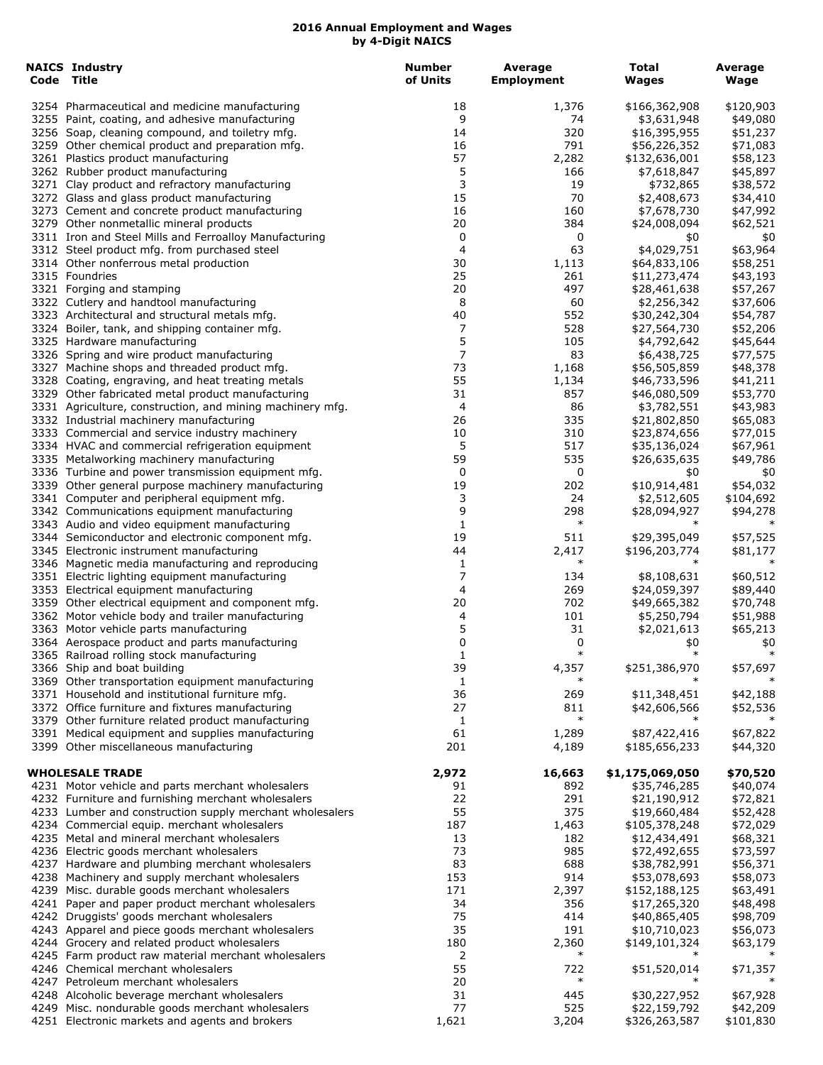## 2016 Annual Employment and Wages by 4-Digit NAICS

| NAICS Code | Industry Title | Number of Units | Average Employment | Total Wages | Average Wage |
|---|---|---|---|---|---|
| 3254 | Pharmaceutical and medicine manufacturing | 18 | 1,376 | $166,362,908 | $120,903 |
| 3255 | Paint, coating, and adhesive manufacturing | 9 | 74 | $3,631,948 | $49,080 |
| 3256 | Soap, cleaning compound, and toiletry mfg. | 14 | 320 | $16,395,955 | $51,237 |
| 3259 | Other chemical product and preparation mfg. | 16 | 791 | $56,226,352 | $71,083 |
| 3261 | Plastics product manufacturing | 57 | 2,282 | $132,636,001 | $58,123 |
| 3262 | Rubber product manufacturing | 5 | 166 | $7,618,847 | $45,897 |
| 3271 | Clay product and refractory manufacturing | 3 | 19 | $732,865 | $38,572 |
| 3272 | Glass and glass product manufacturing | 15 | 70 | $2,408,673 | $34,410 |
| 3273 | Cement and concrete product manufacturing | 16 | 160 | $7,678,730 | $47,992 |
| 3279 | Other nonmetallic mineral products | 20 | 384 | $24,008,094 | $62,521 |
| 3311 | Iron and Steel Mills and Ferroalloy Manufacturing | 0 | 0 | $0 | $0 |
| 3312 | Steel product mfg. from purchased steel | 4 | 63 | $4,029,751 | $63,964 |
| 3314 | Other nonferrous metal production | 30 | 1,113 | $64,833,106 | $58,251 |
| 3315 | Foundries | 25 | 261 | $11,273,474 | $43,193 |
| 3321 | Forging and stamping | 20 | 497 | $28,461,638 | $57,267 |
| 3322 | Cutlery and handtool manufacturing | 8 | 60 | $2,256,342 | $37,606 |
| 3323 | Architectural and structural metals mfg. | 40 | 552 | $30,242,304 | $54,787 |
| 3324 | Boiler, tank, and shipping container mfg. | 7 | 528 | $27,564,730 | $52,206 |
| 3325 | Hardware manufacturing | 5 | 105 | $4,792,642 | $45,644 |
| 3326 | Spring and wire product manufacturing | 7 | 83 | $6,438,725 | $77,575 |
| 3327 | Machine shops and threaded product mfg. | 73 | 1,168 | $56,505,859 | $48,378 |
| 3328 | Coating, engraving, and heat treating metals | 55 | 1,134 | $46,733,596 | $41,211 |
| 3329 | Other fabricated metal product manufacturing | 31 | 857 | $46,080,509 | $53,770 |
| 3331 | Agriculture, construction, and mining machinery mfg. | 4 | 86 | $3,782,551 | $43,983 |
| 3332 | Industrial machinery manufacturing | 26 | 335 | $21,802,850 | $65,083 |
| 3333 | Commercial and service industry machinery | 10 | 310 | $23,874,656 | $77,015 |
| 3334 | HVAC and commercial refrigeration equipment | 5 | 517 | $35,136,024 | $67,961 |
| 3335 | Metalworking machinery manufacturing | 59 | 535 | $26,635,635 | $49,786 |
| 3336 | Turbine and power transmission equipment mfg. | 0 | 0 | $0 | $0 |
| 3339 | Other general purpose machinery manufacturing | 19 | 202 | $10,914,481 | $54,032 |
| 3341 | Computer and peripheral equipment mfg. | 3 | 24 | $2,512,605 | $104,692 |
| 3342 | Communications equipment manufacturing | 9 | 298 | $28,094,927 | $94,278 |
| 3343 | Audio and video equipment manufacturing | 1 | * | * | * |
| 3344 | Semiconductor and electronic component mfg. | 19 | 511 | $29,395,049 | $57,525 |
| 3345 | Electronic instrument manufacturing | 44 | 2,417 | $196,203,774 | $81,177 |
| 3346 | Magnetic media manufacturing and reproducing | 1 | * | * | * |
| 3351 | Electric lighting equipment manufacturing | 7 | 134 | $8,108,631 | $60,512 |
| 3353 | Electrical equipment manufacturing | 4 | 269 | $24,059,397 | $89,440 |
| 3359 | Other electrical equipment and component mfg. | 20 | 702 | $49,665,382 | $70,748 |
| 3362 | Motor vehicle body and trailer manufacturing | 4 | 101 | $5,250,794 | $51,988 |
| 3363 | Motor vehicle parts manufacturing | 5 | 31 | $2,021,613 | $65,213 |
| 3364 | Aerospace product and parts manufacturing | 0 | 0 | $0 | $0 |
| 3365 | Railroad rolling stock manufacturing | 1 | * | * | * |
| 3366 | Ship and boat building | 39 | 4,357 | $251,386,970 | $57,697 |
| 3369 | Other transportation equipment manufacturing | 1 | * | * | * |
| 3371 | Household and institutional furniture mfg. | 36 | 269 | $11,348,451 | $42,188 |
| 3372 | Office furniture and fixtures manufacturing | 27 | 811 | $42,606,566 | $52,536 |
| 3379 | Other furniture related product manufacturing | 1 | * | * | * |
| 3391 | Medical equipment and supplies manufacturing | 61 | 1,289 | $87,422,416 | $67,822 |
| 3399 | Other miscellaneous manufacturing | 201 | 4,189 | $185,656,233 | $44,320 |
| **WHOLESALE TRADE** | | **2,972** | **16,663** | **$1,175,069,050** | **$70,520** |
| 4231 | Motor vehicle and parts merchant wholesalers | 91 | 892 | $35,746,285 | $40,074 |
| 4232 | Furniture and furnishing merchant wholesalers | 22 | 291 | $21,190,912 | $72,821 |
| 4233 | Lumber and construction supply merchant wholesalers | 55 | 375 | $19,660,484 | $52,428 |
| 4234 | Commercial equip. merchant wholesalers | 187 | 1,463 | $105,378,248 | $72,029 |
| 4235 | Metal and mineral merchant wholesalers | 13 | 182 | $12,434,491 | $68,321 |
| 4236 | Electric goods merchant wholesalers | 73 | 985 | $72,492,655 | $73,597 |
| 4237 | Hardware and plumbing merchant wholesalers | 83 | 688 | $38,782,991 | $56,371 |
| 4238 | Machinery and supply merchant wholesalers | 153 | 914 | $53,078,693 | $58,073 |
| 4239 | Misc. durable goods merchant wholesalers | 171 | 2,397 | $152,188,125 | $63,491 |
| 4241 | Paper and paper product merchant wholesalers | 34 | 356 | $17,265,320 | $48,498 |
| 4242 | Druggists' goods merchant wholesalers | 75 | 414 | $40,865,405 | $98,709 |
| 4243 | Apparel and piece goods merchant wholesalers | 35 | 191 | $10,710,023 | $56,073 |
| 4244 | Grocery and related product wholesalers | 180 | 2,360 | $149,101,324 | $63,179 |
| 4245 | Farm product raw material merchant wholesalers | 2 | * | * | * |
| 4246 | Chemical merchant wholesalers | 55 | 722 | $51,520,014 | $71,357 |
| 4247 | Petroleum merchant wholesalers | 20 | * | * | * |
| 4248 | Alcoholic beverage merchant wholesalers | 31 | 445 | $30,227,952 | $67,928 |
| 4249 | Misc. nondurable goods merchant wholesalers | 77 | 525 | $22,159,792 | $42,209 |
| 4251 | Electronic markets and agents and brokers | 1,621 | 3,204 | $326,263,587 | $101,830 |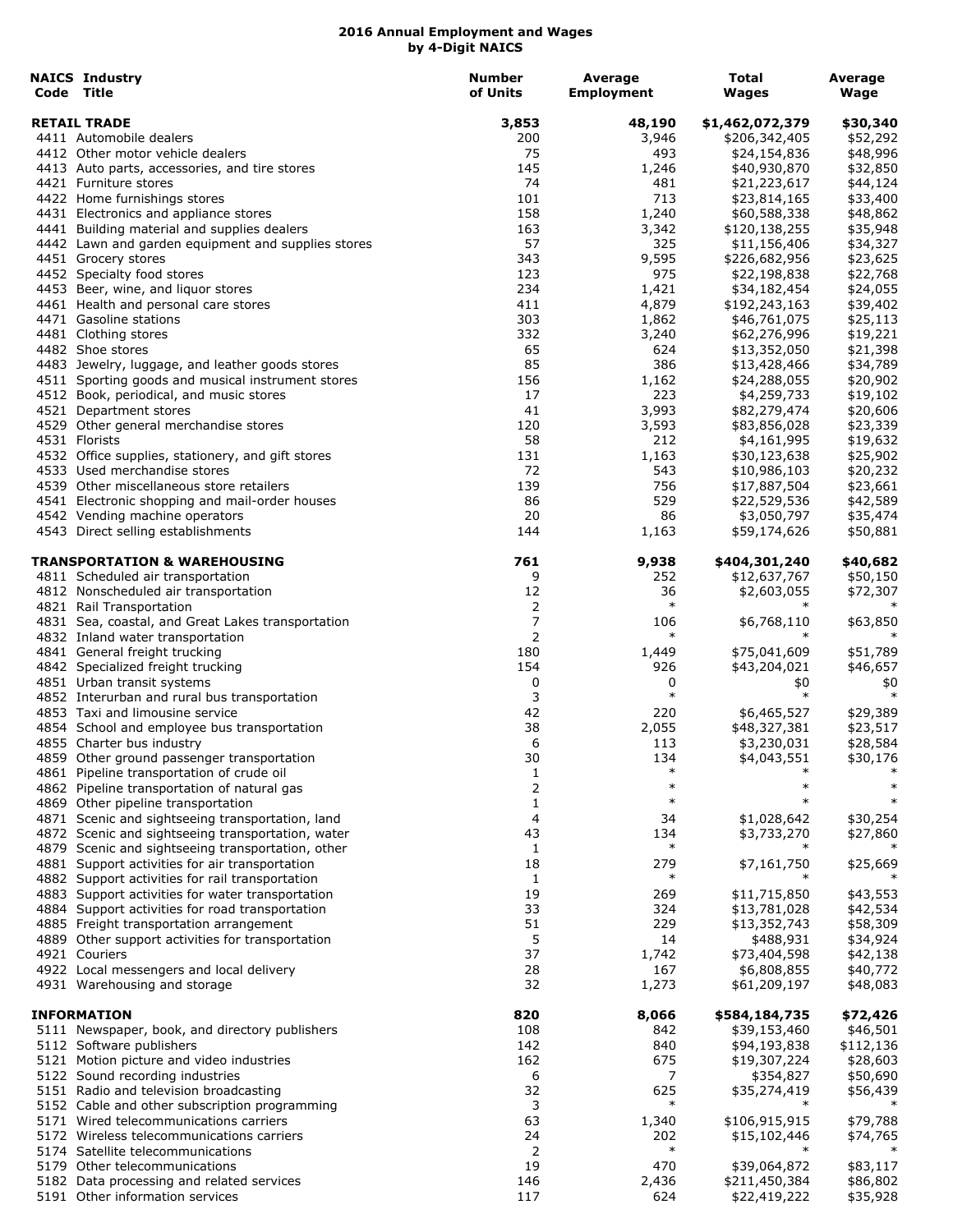# 2016 Annual Employment and Wages by 4-Digit NAICS

| NAICS Code | Industry Title | Number of Units | Average Employment | Total Wages | Average Wage |
|---|---|---|---|---|---|
| | **RETAIL TRADE** | **3,853** | **48,190** | **$1,462,072,379** | **$30,340** |
| 4411 | Automobile dealers | 200 | 3,946 | $206,342,405 | $52,292 |
| 4412 | Other motor vehicle dealers | 75 | 493 | $24,154,836 | $48,996 |
| 4413 | Auto parts, accessories, and tire stores | 145 | 1,246 | $40,930,870 | $32,850 |
| 4421 | Furniture stores | 74 | 481 | $21,223,617 | $44,124 |
| 4422 | Home furnishings stores | 101 | 713 | $23,814,165 | $33,400 |
| 4431 | Electronics and appliance stores | 158 | 1,240 | $60,588,338 | $48,862 |
| 4441 | Building material and supplies dealers | 163 | 3,342 | $120,138,255 | $35,948 |
| 4442 | Lawn and garden equipment and supplies stores | 57 | 325 | $11,156,406 | $34,327 |
| 4451 | Grocery stores | 343 | 9,595 | $226,682,956 | $23,625 |
| 4452 | Specialty food stores | 123 | 975 | $22,198,838 | $22,768 |
| 4453 | Beer, wine, and liquor stores | 234 | 1,421 | $34,182,454 | $24,055 |
| 4461 | Health and personal care stores | 411 | 4,879 | $192,243,163 | $39,402 |
| 4471 | Gasoline stations | 303 | 1,862 | $46,761,075 | $25,113 |
| 4481 | Clothing stores | 332 | 3,240 | $62,276,996 | $19,221 |
| 4482 | Shoe stores | 65 | 624 | $13,352,050 | $21,398 |
| 4483 | Jewelry, luggage, and leather goods stores | 85 | 386 | $13,428,466 | $34,789 |
| 4511 | Sporting goods and musical instrument stores | 156 | 1,162 | $24,288,055 | $20,902 |
| 4512 | Book, periodical, and music stores | 17 | 223 | $4,259,733 | $19,102 |
| 4521 | Department stores | 41 | 3,993 | $82,279,474 | $20,606 |
| 4529 | Other general merchandise stores | 120 | 3,593 | $83,856,028 | $23,339 |
| 4531 | Florists | 58 | 212 | $4,161,995 | $19,632 |
| 4532 | Office supplies, stationery, and gift stores | 131 | 1,163 | $30,123,638 | $25,902 |
| 4533 | Used merchandise stores | 72 | 543 | $10,986,103 | $20,232 |
| 4539 | Other miscellaneous store retailers | 139 | 756 | $17,887,504 | $23,661 |
| 4541 | Electronic shopping and mail-order houses | 86 | 529 | $22,529,536 | $42,589 |
| 4542 | Vending machine operators | 20 | 86 | $3,050,797 | $35,474 |
| 4543 | Direct selling establishments | 144 | 1,163 | $59,174,626 | $50,881 |
| | **TRANSPORTATION & WAREHOUSING** | **761** | **9,938** | **$404,301,240** | **$40,682** |
| 4811 | Scheduled air transportation | 9 | 252 | $12,637,767 | $50,150 |
| 4812 | Nonscheduled air transportation | 12 | 36 | $2,603,055 | $72,307 |
| 4821 | Rail Transportation | 2 | * | * | * |
| 4831 | Sea, coastal, and Great Lakes transportation | 7 | 106 | $6,768,110 | $63,850 |
| 4832 | Inland water transportation | 2 | * | * | * |
| 4841 | General freight trucking | 180 | 1,449 | $75,041,609 | $51,789 |
| 4842 | Specialized freight trucking | 154 | 926 | $43,204,021 | $46,657 |
| 4851 | Urban transit systems | 0 | 0 | $0 | $0 |
| 4852 | Interurban and rural bus transportation | 3 | * | * | * |
| 4853 | Taxi and limousine service | 42 | 220 | $6,465,527 | $29,389 |
| 4854 | School and employee bus transportation | 38 | 2,055 | $48,327,381 | $23,517 |
| 4855 | Charter bus industry | 6 | 113 | $3,230,031 | $28,584 |
| 4859 | Other ground passenger transportation | 30 | 134 | $4,043,551 | $30,176 |
| 4861 | Pipeline transportation of crude oil | 1 | * | * | * |
| 4862 | Pipeline transportation of natural gas | 2 | * | * | * |
| 4869 | Other pipeline transportation | 1 | * | * | * |
| 4871 | Scenic and sightseeing transportation, land | 4 | 34 | $1,028,642 | $30,254 |
| 4872 | Scenic and sightseeing transportation, water | 43 | 134 | $3,733,270 | $27,860 |
| 4879 | Scenic and sightseeing transportation, other | 1 | * | * | * |
| 4881 | Support activities for air transportation | 18 | 279 | $7,161,750 | $25,669 |
| 4882 | Support activities for rail transportation | 1 | * | * | * |
| 4883 | Support activities for water transportation | 19 | 269 | $11,715,850 | $43,553 |
| 4884 | Support activities for road transportation | 33 | 324 | $13,781,028 | $42,534 |
| 4885 | Freight transportation arrangement | 51 | 229 | $13,352,743 | $58,309 |
| 4889 | Other support activities for transportation | 5 | 14 | $488,931 | $34,924 |
| 4921 | Couriers | 37 | 1,742 | $73,404,598 | $42,138 |
| 4922 | Local messengers and local delivery | 28 | 167 | $6,808,855 | $40,772 |
| 4931 | Warehousing and storage | 32 | 1,273 | $61,209,197 | $48,083 |
| | **INFORMATION** | **820** | **8,066** | **$584,184,735** | **$72,426** |
| 5111 | Newspaper, book, and directory publishers | 108 | 842 | $39,153,460 | $46,501 |
| 5112 | Software publishers | 142 | 840 | $94,193,838 | $112,136 |
| 5121 | Motion picture and video industries | 162 | 675 | $19,307,224 | $28,603 |
| 5122 | Sound recording industries | 6 | 7 | $354,827 | $50,690 |
| 5151 | Radio and television broadcasting | 32 | 625 | $35,274,419 | $56,439 |
| 5152 | Cable and other subscription programming | 3 | * | * | * |
| 5171 | Wired telecommunications carriers | 63 | 1,340 | $106,915,915 | $79,788 |
| 5172 | Wireless telecommunications carriers | 24 | 202 | $15,102,446 | $74,765 |
| 5174 | Satellite telecommunications | 2 | * | * | * |
| 5179 | Other telecommunications | 19 | 470 | $39,064,872 | $83,117 |
| 5182 | Data processing and related services | 146 | 2,436 | $211,450,384 | $86,802 |
| 5191 | Other information services | 117 | 624 | $22,419,222 | $35,928 |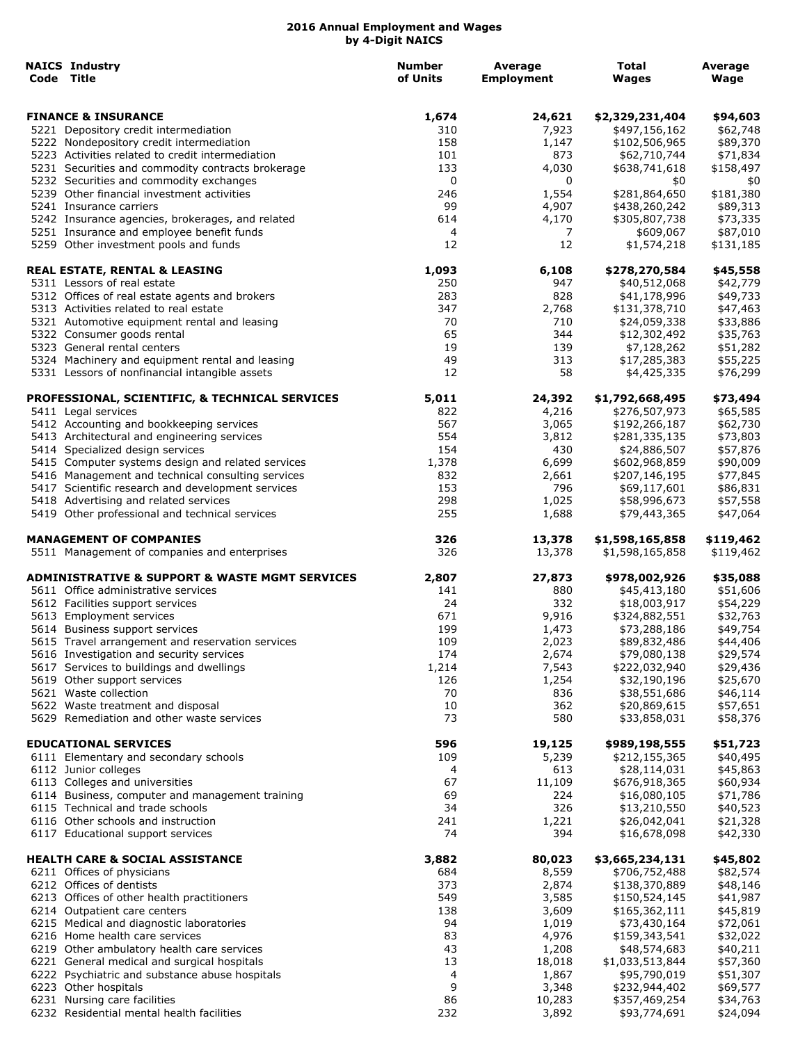# 2016 Annual Employment and Wages
## by 4-Digit NAICS

| NAICS Code | Industry Title | Number of Units | Average Employment | Total Wages | Average Wage |
|---|---|---|---|---|---|
| | **FINANCE & INSURANCE** | **1,674** | **24,621** | **$2,329,231,404** | **$94,603** |
| 5221 | Depository credit intermediation | 310 | 7,923 | $497,156,162 | $62,748 |
| 5222 | Nondepository credit intermediation | 158 | 1,147 | $102,506,965 | $89,370 |
| 5223 | Activities related to credit intermediation | 101 | 873 | $62,710,744 | $71,834 |
| 5231 | Securities and commodity contracts brokerage | 133 | 4,030 | $638,741,618 | $158,497 |
| 5232 | Securities and commodity exchanges | 0 | 0 | $0 | $0 |
| 5239 | Other financial investment activities | 246 | 1,554 | $281,864,650 | $181,380 |
| 5241 | Insurance carriers | 99 | 4,907 | $438,260,242 | $89,313 |
| 5242 | Insurance agencies, brokerages, and related | 614 | 4,170 | $305,807,738 | $73,335 |
| 5251 | Insurance and employee benefit funds | 4 | 7 | $609,067 | $87,010 |
| 5259 | Other investment pools and funds | 12 | 12 | $1,574,218 | $131,185 |
| | **REAL ESTATE, RENTAL & LEASING** | **1,093** | **6,108** | **$278,270,584** | **$45,558** |
| 5311 | Lessors of real estate | 250 | 947 | $40,512,068 | $42,779 |
| 5312 | Offices of real estate agents and brokers | 283 | 828 | $41,178,996 | $49,733 |
| 5313 | Activities related to real estate | 347 | 2,768 | $131,378,710 | $47,463 |
| 5321 | Automotive equipment rental and leasing | 70 | 710 | $24,059,338 | $33,886 |
| 5322 | Consumer goods rental | 65 | 344 | $12,302,492 | $35,763 |
| 5323 | General rental centers | 19 | 139 | $7,128,262 | $51,282 |
| 5324 | Machinery and equipment rental and leasing | 49 | 313 | $17,285,383 | $55,225 |
| 5331 | Lessors of nonfinancial intangible assets | 12 | 58 | $4,425,335 | $76,299 |
| | **PROFESSIONAL, SCIENTIFIC, & TECHNICAL SERVICES** | **5,011** | **24,392** | **$1,792,668,495** | **$73,494** |
| 5411 | Legal services | 822 | 4,216 | $276,507,973 | $65,585 |
| 5412 | Accounting and bookkeeping services | 567 | 3,065 | $192,266,187 | $62,730 |
| 5413 | Architectural and engineering services | 554 | 3,812 | $281,335,135 | $73,803 |
| 5414 | Specialized design services | 154 | 430 | $24,886,507 | $57,876 |
| 5415 | Computer systems design and related services | 1,378 | 6,699 | $602,968,859 | $90,009 |
| 5416 | Management and technical consulting services | 832 | 2,661 | $207,146,195 | $77,845 |
| 5417 | Scientific research and development services | 153 | 796 | $69,117,601 | $86,831 |
| 5418 | Advertising and related services | 298 | 1,025 | $58,996,673 | $57,558 |
| 5419 | Other professional and technical services | 255 | 1,688 | $79,443,365 | $47,064 |
| | **MANAGEMENT OF COMPANIES** | **326** | **13,378** | **$1,598,165,858** | **$119,462** |
| 5511 | Management of companies and enterprises | 326 | 13,378 | $1,598,165,858 | $119,462 |
| | **ADMINISTRATIVE & SUPPORT & WASTE MGMT SERVICES** | **2,807** | **27,873** | **$978,002,926** | **$35,088** |
| 5611 | Office administrative services | 141 | 880 | $45,413,180 | $51,606 |
| 5612 | Facilities support services | 24 | 332 | $18,003,917 | $54,229 |
| 5613 | Employment services | 671 | 9,916 | $324,882,551 | $32,763 |
| 5614 | Business support services | 199 | 1,473 | $73,288,186 | $49,754 |
| 5615 | Travel arrangement and reservation services | 109 | 2,023 | $89,832,486 | $44,406 |
| 5616 | Investigation and security services | 174 | 2,674 | $79,080,138 | $29,574 |
| 5617 | Services to buildings and dwellings | 1,214 | 7,543 | $222,032,940 | $29,436 |
| 5619 | Other support services | 126 | 1,254 | $32,190,196 | $25,670 |
| 5621 | Waste collection | 70 | 836 | $38,551,686 | $46,114 |
| 5622 | Waste treatment and disposal | 10 | 362 | $20,869,615 | $57,651 |
| 5629 | Remediation and other waste services | 73 | 580 | $33,858,031 | $58,376 |
| | **EDUCATIONAL SERVICES** | **596** | **19,125** | **$989,198,555** | **$51,723** |
| 6111 | Elementary and secondary schools | 109 | 5,239 | $212,155,365 | $40,495 |
| 6112 | Junior colleges | 4 | 613 | $28,114,031 | $45,863 |
| 6113 | Colleges and universities | 67 | 11,109 | $676,918,365 | $60,934 |
| 6114 | Business, computer and management training | 69 | 224 | $16,080,105 | $71,786 |
| 6115 | Technical and trade schools | 34 | 326 | $13,210,550 | $40,523 |
| 6116 | Other schools and instruction | 241 | 1,221 | $26,042,041 | $21,328 |
| 6117 | Educational support services | 74 | 394 | $16,678,098 | $42,330 |
| | **HEALTH CARE & SOCIAL ASSISTANCE** | **3,882** | **80,023** | **$3,665,234,131** | **$45,802** |
| 6211 | Offices of physicians | 684 | 8,559 | $706,752,488 | $82,574 |
| 6212 | Offices of dentists | 373 | 2,874 | $138,370,889 | $48,146 |
| 6213 | Offices of other health practitioners | 549 | 3,585 | $150,524,145 | $41,987 |
| 6214 | Outpatient care centers | 138 | 3,609 | $165,362,111 | $45,819 |
| 6215 | Medical and diagnostic laboratories | 94 | 1,019 | $73,430,164 | $72,061 |
| 6216 | Home health care services | 83 | 4,976 | $159,343,541 | $32,022 |
| 6219 | Other ambulatory health care services | 43 | 1,208 | $48,574,683 | $40,211 |
| 6221 | General medical and surgical hospitals | 13 | 18,018 | $1,033,513,844 | $57,360 |
| 6222 | Psychiatric and substance abuse hospitals | 4 | 1,867 | $95,790,019 | $51,307 |
| 6223 | Other hospitals | 9 | 3,348 | $232,944,402 | $69,577 |
| 6231 | Nursing care facilities | 86 | 10,283 | $357,469,254 | $34,763 |
| 6232 | Residential mental health facilities | 232 | 3,892 | $93,774,691 | $24,094 |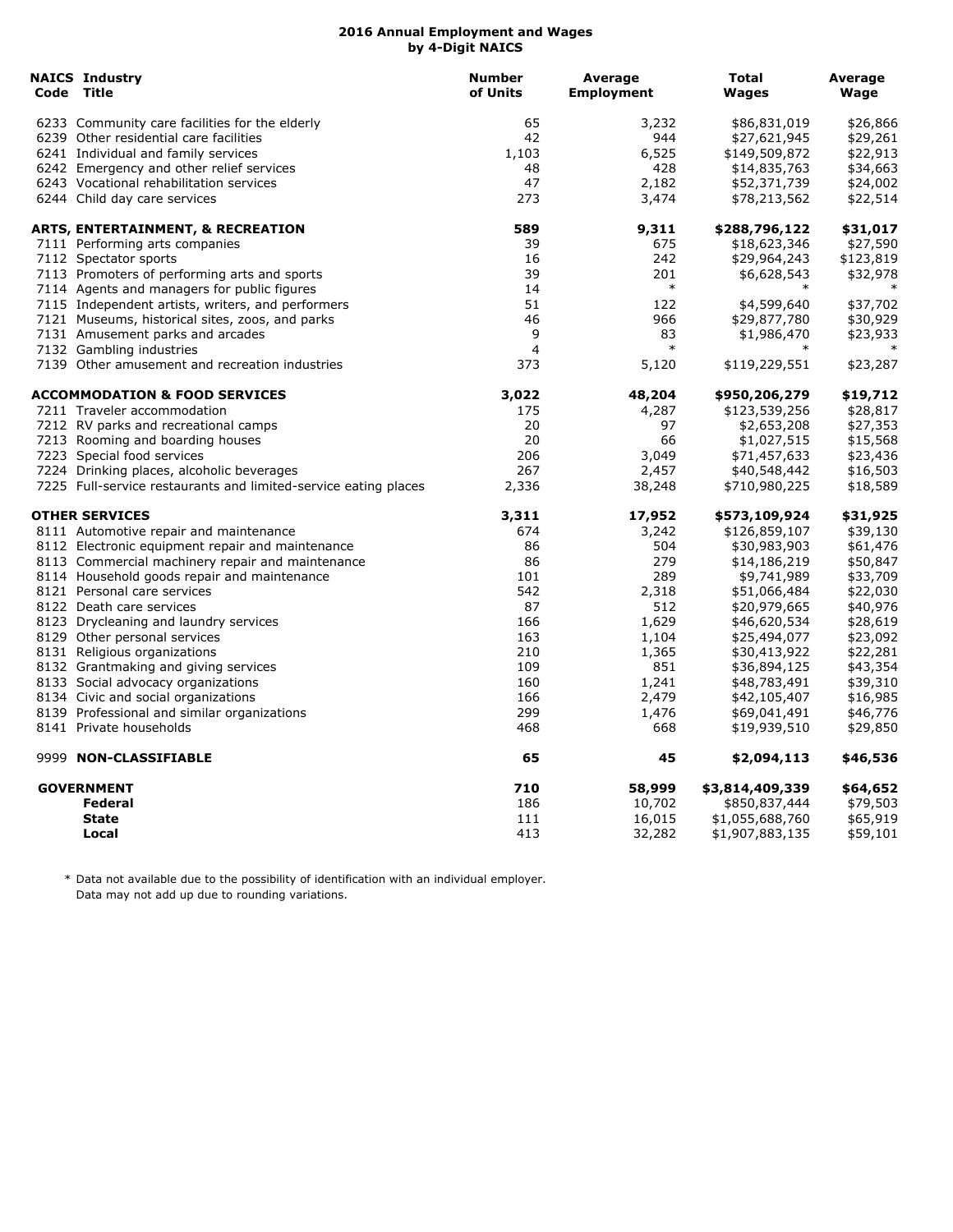## 2016 Annual Employment and Wages by 4-Digit NAICS

| NAICS Code | Industry Title | Number of Units | Average Employment | Total Wages | Average Wage |
|---|---|---|---|---|---|
| 6233 | Community care facilities for the elderly | 65 | 3,232 | $86,831,019 | $26,866 |
| 6239 | Other residential care facilities | 42 | 944 | $27,621,945 | $29,261 |
| 6241 | Individual and family services | 1,103 | 6,525 | $149,509,872 | $22,913 |
| 6242 | Emergency and other relief services | 48 | 428 | $14,835,763 | $34,663 |
| 6243 | Vocational rehabilitation services | 47 | 2,182 | $52,371,739 | $24,002 |
| 6244 | Child day care services | 273 | 3,474 | $78,213,562 | $22,514 |
| | **ARTS, ENTERTAINMENT, & RECREATION** | **589** | **9,311** | **$288,796,122** | **$31,017** |
| 7111 | Performing arts companies | 39 | 675 | $18,623,346 | $27,590 |
| 7112 | Spectator sports | 16 | 242 | $29,964,243 | $123,819 |
| 7113 | Promoters of performing arts and sports | 39 | 201 | $6,628,543 | $32,978 |
| 7114 | Agents and managers for public figures | 14 | * | * | * |
| 7115 | Independent artists, writers, and performers | 51 | 122 | $4,599,640 | $37,702 |
| 7121 | Museums, historical sites, zoos, and parks | 46 | 966 | $29,877,780 | $30,929 |
| 7131 | Amusement parks and arcades | 9 | 83 | $1,986,470 | $23,933 |
| 7132 | Gambling industries | 4 | * | * | * |
| 7139 | Other amusement and recreation industries | 373 | 5,120 | $119,229,551 | $23,287 |
| | **ACCOMMODATION & FOOD SERVICES** | **3,022** | **48,204** | **$950,206,279** | **$19,712** |
| 7211 | Traveler accommodation | 175 | 4,287 | $123,539,256 | $28,817 |
| 7212 | RV parks and recreational camps | 20 | 97 | $2,653,208 | $27,353 |
| 7213 | Rooming and boarding houses | 20 | 66 | $1,027,515 | $15,568 |
| 7223 | Special food services | 206 | 3,049 | $71,457,633 | $23,436 |
| 7224 | Drinking places, alcoholic beverages | 267 | 2,457 | $40,548,442 | $16,503 |
| 7225 | Full-service restaurants and limited-service eating places | 2,336 | 38,248 | $710,980,225 | $18,589 |
| | **OTHER SERVICES** | **3,311** | **17,952** | **$573,109,924** | **$31,925** |
| 8111 | Automotive repair and maintenance | 674 | 3,242 | $126,859,107 | $39,130 |
| 8112 | Electronic equipment repair and maintenance | 86 | 504 | $30,983,903 | $61,476 |
| 8113 | Commercial machinery repair and maintenance | 86 | 279 | $14,186,219 | $50,847 |
| 8114 | Household goods repair and maintenance | 101 | 289 | $9,741,989 | $33,709 |
| 8121 | Personal care services | 542 | 2,318 | $51,066,484 | $22,030 |
| 8122 | Death care services | 87 | 512 | $20,979,665 | $40,976 |
| 8123 | Drycleaning and laundry services | 166 | 1,629 | $46,620,534 | $28,619 |
| 8129 | Other personal services | 163 | 1,104 | $25,494,077 | $23,092 |
| 8131 | Religious organizations | 210 | 1,365 | $30,413,922 | $22,281 |
| 8132 | Grantmaking and giving services | 109 | 851 | $36,894,125 | $43,354 |
| 8133 | Social advocacy organizations | 160 | 1,241 | $48,783,491 | $39,310 |
| 8134 | Civic and social organizations | 166 | 2,479 | $42,105,407 | $16,985 |
| 8139 | Professional and similar organizations | 299 | 1,476 | $69,041,491 | $46,776 |
| 8141 | Private households | 468 | 668 | $19,939,510 | $29,850 |
| 9999 | **NON-CLASSIFIABLE** | **65** | **45** | **$2,094,113** | **$46,536** |
| | **GOVERNMENT** | **710** | **58,999** | **$3,814,409,339** | **$64,652** |
| | **Federal** | 186 | 10,702 | $850,837,444 | $79,503 |
| | **State** | 111 | 16,015 | $1,055,688,760 | $65,919 |
| | **Local** | 413 | 32,282 | $1,907,883,135 | $59,101 |

* Data not available due to the possibility of identification with an individual employer.
Data may not add up due to rounding variations.